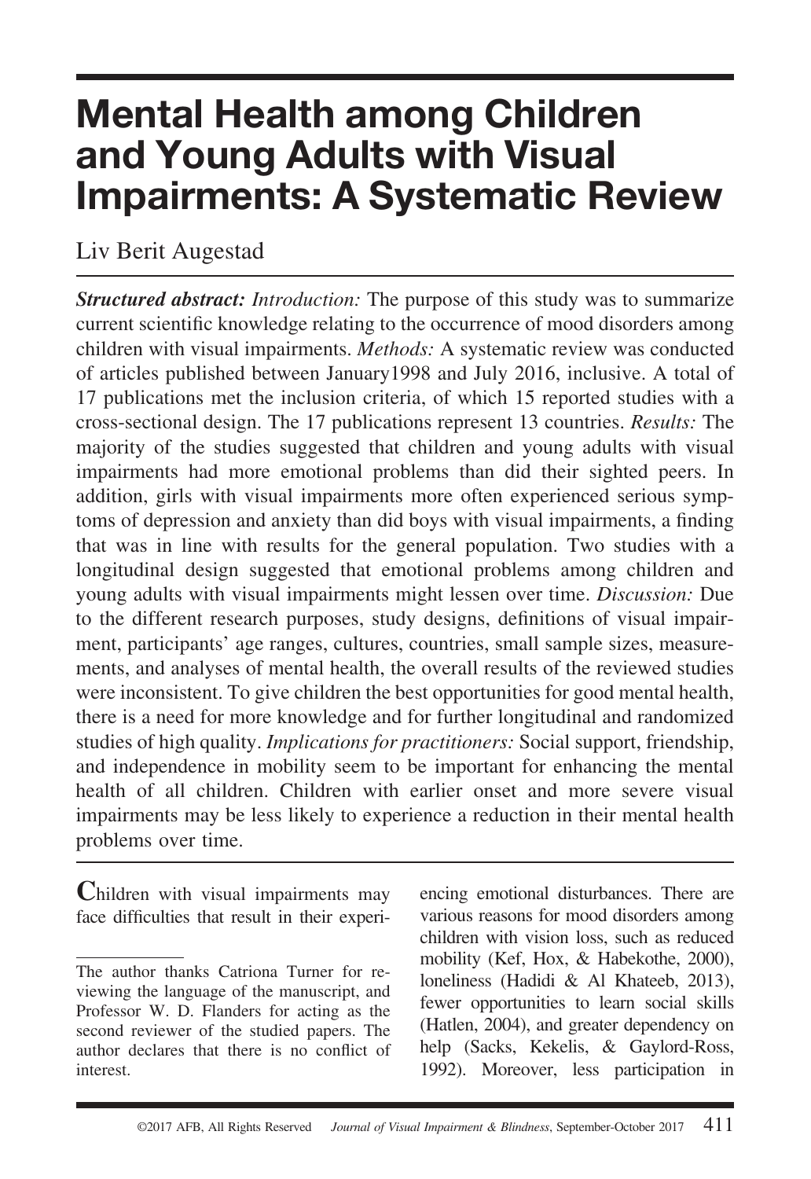# Mental Health among Children and Young Adults with Visual Impairments: A Systematic Review

Liv Berit Augestad

***Structured abstract:*** *Introduction:* The purpose of this study was to summarize current scientific knowledge relating to the occurrence of mood disorders among children with visual impairments. *Methods:* A systematic review was conducted of articles published between January1998 and July 2016, inclusive. A total of 17 publications met the inclusion criteria, of which 15 reported studies with a cross-sectional design. The 17 publications represent 13 countries. *Results:* The majority of the studies suggested that children and young adults with visual impairments had more emotional problems than did their sighted peers. In addition, girls with visual impairments more often experienced serious symptoms of depression and anxiety than did boys with visual impairments, a finding that was in line with results for the general population. Two studies with a longitudinal design suggested that emotional problems among children and young adults with visual impairments might lessen over time. *Discussion:* Due to the different research purposes, study designs, definitions of visual impairment, participants' age ranges, cultures, countries, small sample sizes, measurements, and analyses of mental health, the overall results of the reviewed studies were inconsistent. To give children the best opportunities for good mental health, there is a need for more knowledge and for further longitudinal and randomized studies of high quality. *Implications for practitioners:* Social support, friendship, and independence in mobility seem to be important for enhancing the mental health of all children. Children with earlier onset and more severe visual impairments may be less likely to experience a reduction in their mental health problems over time.

Children with visual impairments may face difficulties that result in their experiencing emotional disturbances. There are various reasons for mood disorders among children with vision loss, such as reduced mobility (Kef, Hox, & Habekothe, 2000), loneliness (Hadidi & Al Khateeb, 2013), fewer opportunities to learn social skills (Hatlen, 2004), and greater dependency on help (Sacks, Kekelis, & Gaylord-Ross, 1992). Moreover, less participation in

The author thanks Catriona Turner for reviewing the language of the manuscript, and Professor W. D. Flanders for acting as the second reviewer of the studied papers. The author declares that there is no conflict of interest.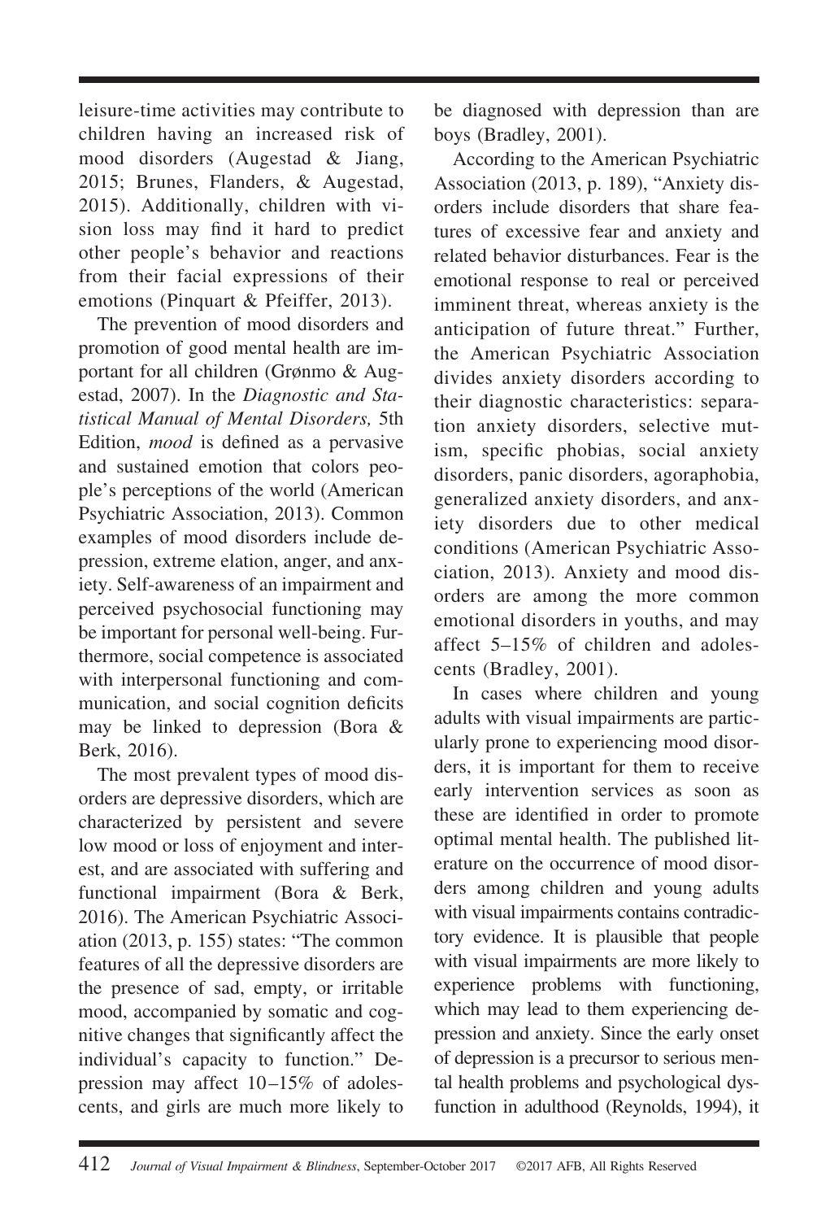leisure-time activities may contribute to children having an increased risk of mood disorders (Augestad & Jiang, 2015; Brunes, Flanders, & Augestad, 2015). Additionally, children with vision loss may find it hard to predict other people's behavior and reactions from their facial expressions of their emotions (Pinquart & Pfeiffer, 2013).

The prevention of mood disorders and promotion of good mental health are important for all children (Grønmo & Augestad, 2007). In the *Diagnostic and Statistical Manual of Mental Disorders,* 5th Edition, *mood* is defined as a pervasive and sustained emotion that colors people's perceptions of the world (American Psychiatric Association, 2013). Common examples of mood disorders include depression, extreme elation, anger, and anxiety. Self-awareness of an impairment and perceived psychosocial functioning may be important for personal well-being. Furthermore, social competence is associated with interpersonal functioning and communication, and social cognition deficits may be linked to depression (Bora & Berk, 2016).

The most prevalent types of mood disorders are depressive disorders, which are characterized by persistent and severe low mood or loss of enjoyment and interest, and are associated with suffering and functional impairment (Bora & Berk, 2016). The American Psychiatric Association (2013, p. 155) states: "The common features of all the depressive disorders are the presence of sad, empty, or irritable mood, accompanied by somatic and cognitive changes that significantly affect the individual's capacity to function." Depression may affect 10–15% of adolescents, and girls are much more likely to be diagnosed with depression than are boys (Bradley, 2001).

According to the American Psychiatric Association (2013, p. 189), "Anxiety disorders include disorders that share features of excessive fear and anxiety and related behavior disturbances. Fear is the emotional response to real or perceived imminent threat, whereas anxiety is the anticipation of future threat." Further, the American Psychiatric Association divides anxiety disorders according to their diagnostic characteristics: separation anxiety disorders, selective mutism, specific phobias, social anxiety disorders, panic disorders, agoraphobia, generalized anxiety disorders, and anxiety disorders due to other medical conditions (American Psychiatric Association, 2013). Anxiety and mood disorders are among the more common emotional disorders in youths, and may affect 5–15% of children and adolescents (Bradley, 2001).

In cases where children and young adults with visual impairments are particularly prone to experiencing mood disorders, it is important for them to receive early intervention services as soon as these are identified in order to promote optimal mental health. The published literature on the occurrence of mood disorders among children and young adults with visual impairments contains contradictory evidence. It is plausible that people with visual impairments are more likely to experience problems with functioning, which may lead to them experiencing depression and anxiety. Since the early onset of depression is a precursor to serious mental health problems and psychological dysfunction in adulthood (Reynolds, 1994), it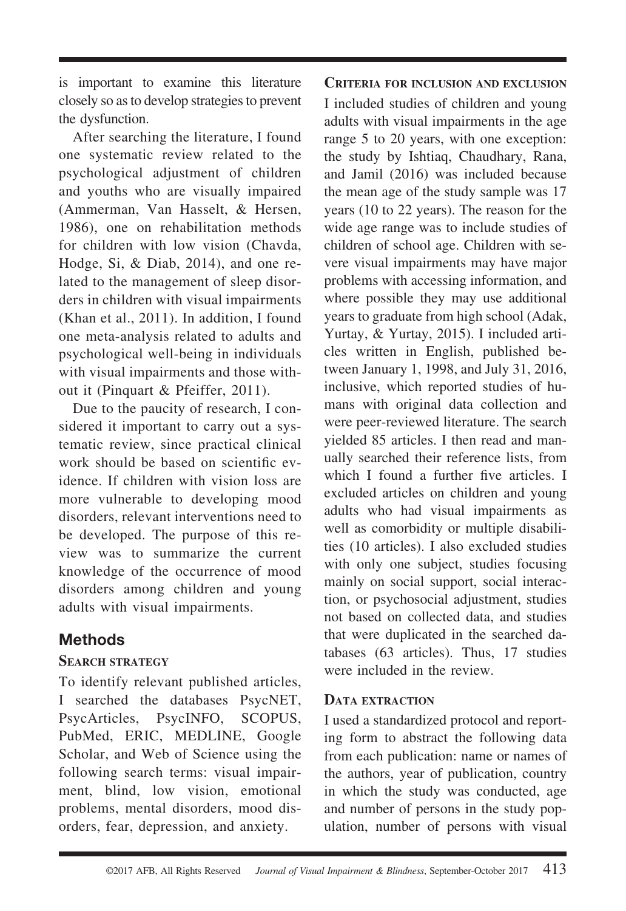is important to examine this literature closely so as to develop strategies to prevent the dysfunction.

After searching the literature, I found one systematic review related to the psychological adjustment of children and youths who are visually impaired (Ammerman, Van Hasselt, & Hersen, 1986), one on rehabilitation methods for children with low vision (Chavda, Hodge, Si, & Diab, 2014), and one related to the management of sleep disorders in children with visual impairments (Khan et al., 2011). In addition, I found one meta-analysis related to adults and psychological well-being in individuals with visual impairments and those without it (Pinquart & Pfeiffer, 2011).

Due to the paucity of research, I considered it important to carry out a systematic review, since practical clinical work should be based on scientific evidence. If children with vision loss are more vulnerable to developing mood disorders, relevant interventions need to be developed. The purpose of this review was to summarize the current knowledge of the occurrence of mood disorders among children and young adults with visual impairments.

## Methods

### Search strategy

To identify relevant published articles, I searched the databases PsycNET, PsycArticles, PsycINFO, SCOPUS, PubMed, ERIC, MEDLINE, Google Scholar, and Web of Science using the following search terms: visual impairment, blind, low vision, emotional problems, mental disorders, mood disorders, fear, depression, and anxiety.

### Criteria for inclusion and exclusion

I included studies of children and young adults with visual impairments in the age range 5 to 20 years, with one exception: the study by Ishtiaq, Chaudhary, Rana, and Jamil (2016) was included because the mean age of the study sample was 17 years (10 to 22 years). The reason for the wide age range was to include studies of children of school age. Children with severe visual impairments may have major problems with accessing information, and where possible they may use additional years to graduate from high school (Adak, Yurtay, & Yurtay, 2015). I included articles written in English, published between January 1, 1998, and July 31, 2016, inclusive, which reported studies of humans with original data collection and were peer-reviewed literature. The search yielded 85 articles. I then read and manually searched their reference lists, from which I found a further five articles. I excluded articles on children and young adults who had visual impairments as well as comorbidity or multiple disabilities (10 articles). I also excluded studies with only one subject, studies focusing mainly on social support, social interaction, or psychosocial adjustment, studies not based on collected data, and studies that were duplicated in the searched databases (63 articles). Thus, 17 studies were included in the review.

### Data extraction

I used a standardized protocol and reporting form to abstract the following data from each publication: name or names of the authors, year of publication, country in which the study was conducted, age and number of persons in the study population, number of persons with visual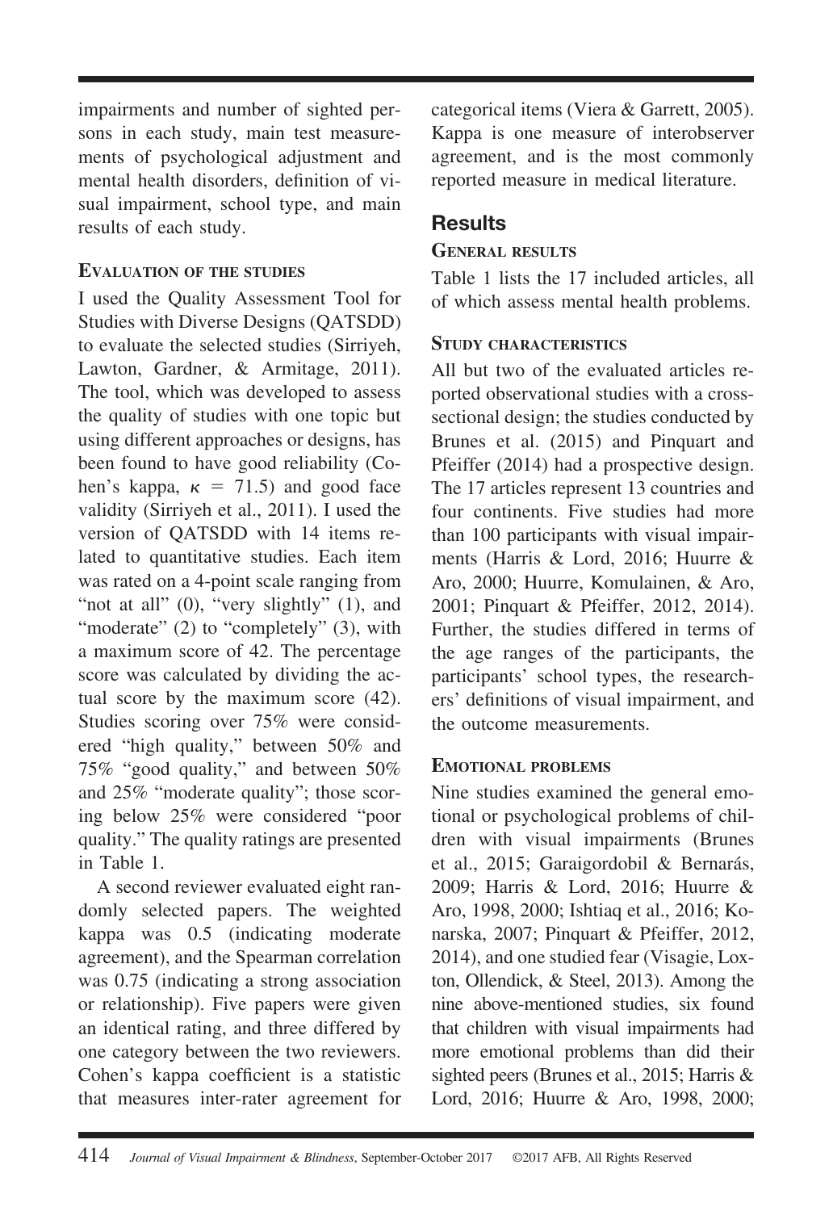impairments and number of sighted persons in each study, main test measurements of psychological adjustment and mental health disorders, definition of visual impairment, school type, and main results of each study.

### Evaluation of the studies

I used the Quality Assessment Tool for Studies with Diverse Designs (QATSDD) to evaluate the selected studies (Sirriyeh, Lawton, Gardner, & Armitage, 2011). The tool, which was developed to assess the quality of studies with one topic but using different approaches or designs, has been found to have good reliability (Cohen's kappa, $\kappa = 71.5$) and good face validity (Sirriyeh et al., 2011). I used the version of QATSDD with 14 items related to quantitative studies. Each item was rated on a 4-point scale ranging from "not at all" (0), "very slightly" (1), and "moderate" (2) to "completely" (3), with a maximum score of 42. The percentage score was calculated by dividing the actual score by the maximum score (42). Studies scoring over 75% were considered "high quality," between 50% and 75% "good quality," and between 50% and 25% "moderate quality"; those scoring below 25% were considered "poor quality." The quality ratings are presented in Table 1.

A second reviewer evaluated eight randomly selected papers. The weighted kappa was 0.5 (indicating moderate agreement), and the Spearman correlation was 0.75 (indicating a strong association or relationship). Five papers were given an identical rating, and three differed by one category between the two reviewers. Cohen's kappa coefficient is a statistic that measures inter-rater agreement for categorical items (Viera & Garrett, 2005). Kappa is one measure of interobserver agreement, and is the most commonly reported measure in medical literature.

## Results

### General results

Table 1 lists the 17 included articles, all of which assess mental health problems.

### Study characteristics

All but two of the evaluated articles reported observational studies with a cross-sectional design; the studies conducted by Brunes et al. (2015) and Pinquart and Pfeiffer (2014) had a prospective design. The 17 articles represent 13 countries and four continents. Five studies had more than 100 participants with visual impairments (Harris & Lord, 2016; Huurre & Aro, 2000; Huurre, Komulainen, & Aro, 2001; Pinquart & Pfeiffer, 2012, 2014). Further, the studies differed in terms of the age ranges of the participants, the participants' school types, the researchers' definitions of visual impairment, and the outcome measurements.

### Emotional problems

Nine studies examined the general emotional or psychological problems of children with visual impairments (Brunes et al., 2015; Garaigordobil & Bernarás, 2009; Harris & Lord, 2016; Huurre & Aro, 1998, 2000; Ishtiaq et al., 2016; Konarska, 2007; Pinquart & Pfeiffer, 2012, 2014), and one studied fear (Visagie, Loxton, Ollendick, & Steel, 2013). Among the nine above-mentioned studies, six found that children with visual impairments had more emotional problems than did their sighted peers (Brunes et al., 2015; Harris & Lord, 2016; Huurre & Aro, 1998, 2000;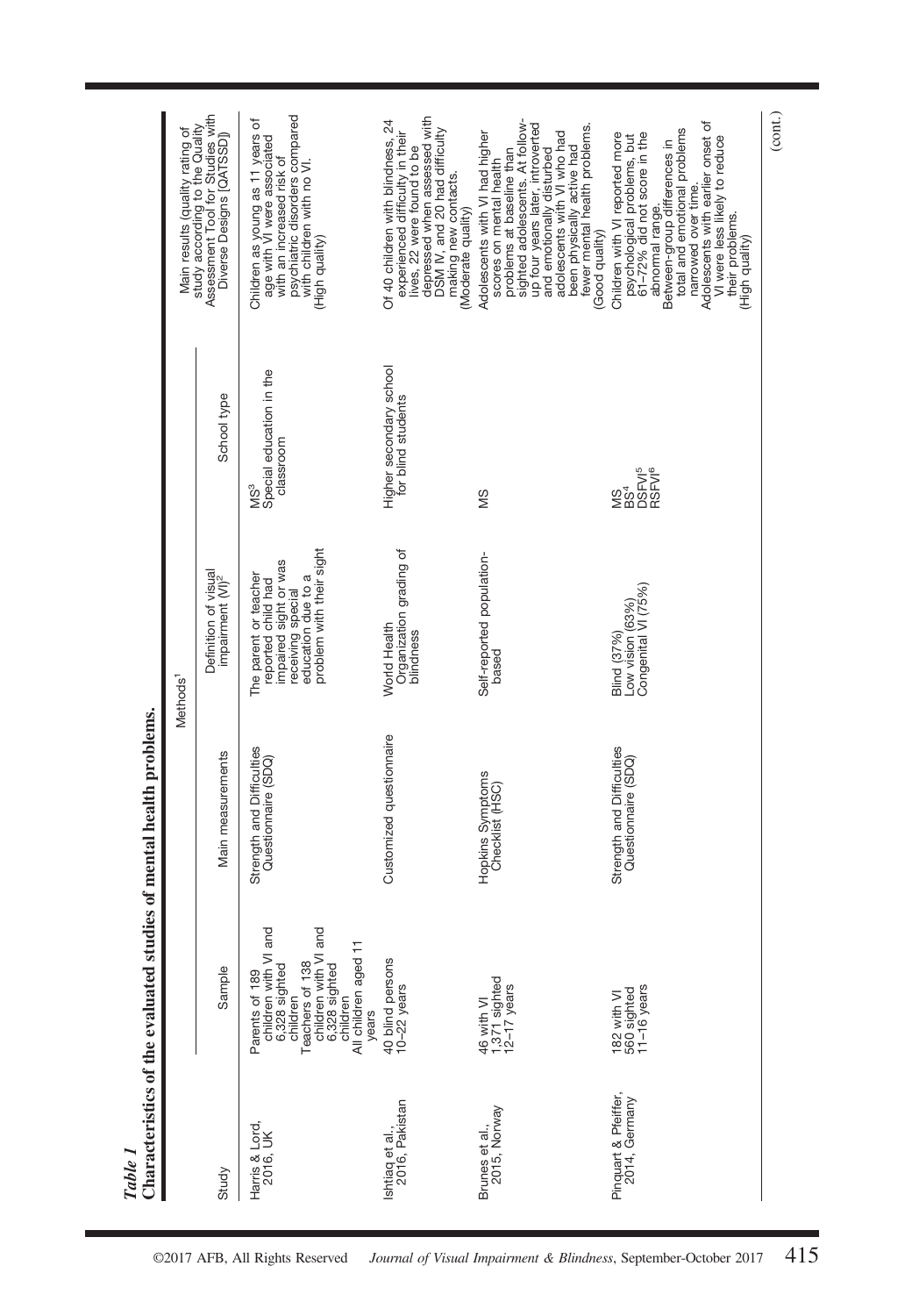*Table 1*
**Characteristics of the evaluated studies of mental health problems.**

| Study | Methods[1] | | | | | Main results (quality rating of study according to the Quality Assessment Tool for Studies with Diverse Designs [QATSDD]) |
|---|---|---|---|---|---|---|
| | Sample | Main measurements | Definition of visual impairment (VI)[2] | School type | | |
| Harris & Lord, 2016, UK | Parents of 189 children with VI and 6,328 sighted children<br>Teachers of 138 children with VI and 6,328 sighted children<br>All children aged 11 years | Strength and Difficulties Questionnaire (SDQ) | The parent or teacher reported child had impaired sight or was receiving special education due to a problem with their sight | MS[3]<br>Special education in the classroom | | Children as young as 11 years of age with VI were associated with an increased risk of psychiatric disorders compared with children with no VI.<br>(High quality) |
| Ishtiaq et al., 2016, Pakistan | 40 blind persons<br>10–22 years | Customized questionnaire | World Health Organization grading of blindness | Higher secondary school for blind students | | Of 40 children with blindness, 24 experienced difficulty in their lives, 22 were found to be depressed when assessed with DSM IV, and 20 had difficulty making new contacts.<br>(Moderate quality) |
| Brunes et al., 2015, Norway | 46 with VI<br>1,371 sighted<br>12–17 years | Hopkins Symptoms Checklist (HSC) | Self-reported population-based | MS | | Adolescents with VI had higher scores on mental health problems at baseline than sighted adolescents. At follow-up four years later, introverted and emotionally disturbed adolescents with VI who had been physically active had fewer mental health problems.<br>(Good quality) |
| Pinquart & Pfeiffer, 2014, Germany | 182 with VI<br>560 sighted<br>11–16 years | Strength and Difficulties Questionnaire (SDQ) | Blind (37%)<br>Low vision (63%)<br>Congenital VI (75%) | MS<br>BS[4]<br>DSFVI[5]<br>RSFVI[6] | | Children with VI reported more psychological problems, but 61–72% did not score in the abnormal range.<br>Between-group differences in total and emotional problems narrowed over time.<br>Adolescents with earlier onset of VI were less likely to reduce their problems.<br>(High quality) |

(cont.)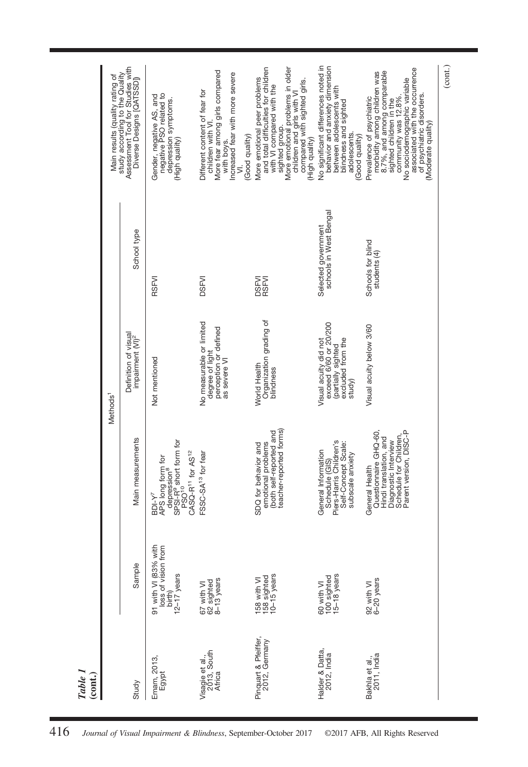*Table 1*
**(cont.)**

| Study | Methods[1] | | | | | Main results (quality rating of study according to the Quality Assessment Tool for Studies with Diverse Designs [QATSSD]) |
|---|---|---|---|---|---|---|
| | Sample | Main measurements | Definition of visual impairment (VI)[2] | School type | | |
| Emam, 2013, Egypt | 91 with VI (83% with loss of vision from birth) 12–17 years | BDI-Y[7] APS long form for depression[8] SPSI-R[9] short form for PSO[10] CASQ-R[11] for AS[12] | Not mentioned | RSFVI | | Gender, negative AS, and negative PSO related to depression symptoms. (High quality) |
| Visagie et al., 2013, South Africa | 67 with VI 62 sighted 8–13 years | FSSC-SA[13] for fear | No measurable or limited degree of light perception or defined as severe VI | DSFVI | | Different content of fear for children with VI. More fear among girls compared with boys. Increased fear with more severe VI. (Good quality) |
| Pinquart & Pfeiffer, 2012, Germany | 158 with VI 158 sighted 10–15 years | SDQ for behavior and emotional problems (both self-reported and teacher-reported forms) | World Health Organization grading of blindness | DSFVI RSFVI | | More emotional peer problems and total difficulties for children with VI compared with the sighted group. More emotional problems in older children and girls with VI compared with sighted girls. (High quality) |
| Halder & Datta, 2012, India | 60 with VI 100 sighted 15–18 years | General Information Schedule (GIS) Piers-Harris Children's Self-Concept Scale: subscale anxiety | Visual acuity did not exceed 6/60 or 20/200 (partially sighted excluded from the study) | Selected government schools in West Bengal | | No significant differences noted in behavior and anxiety dimension between adolescents with blindness and sighted adolescents. (Good quality) |
| Bakhla et al., 2011, India | 92 with VI 6–20 years | General Health Questionnaire GHQ-60, Hindi translation, and Diagnostic Interview Schedule for Children, Parent version, DISC-P | Visual acuity below 3/60 | Schools for blind students (4) | | Prevalence of psychiatric morbidity among children was 8.7%, and among comparable sighted children in the community was 12.8%. No sociodemographic variable associated with the occurrence of psychiatric disorders. (Moderate quality) |

(*cont.*)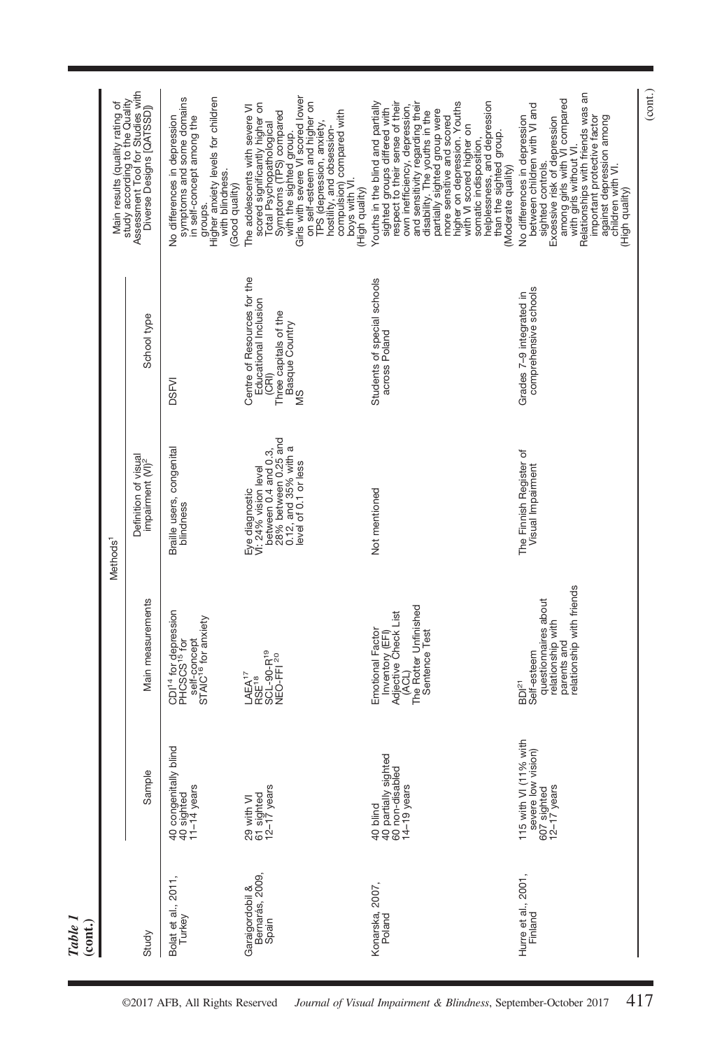*Table 1*
**(cont.)**

| Study | Sample | Methods[1] | | | Main results (quality rating of study according to the Quality Assessment Tool for Studies with Diverse Designs [QATSSD]) |
|---|---|---|---|---|---|
| | | Main measurements | Definition of visual impairment (VI)[2] | School type | |
| Bolat et al., 2011, Turkey | 40 congenitally blind<br>40 sighted<br>11–14 years | CDI[14] for depression<br>PHCSCS[15] for self-concept<br>STAIC[16] for anxiety | Braille users, congenital blindness | DSFVI | No differences in depression symptoms and some domains in self-concept among the groups.<br>Higher anxiety levels for children with blindness.<br>(Good quality) |
| Garaigordobil & Bernarás, 2009, Spain | 29 with VI<br>61 sighted<br>12–17 years | LAEA[17]<br>RSE[18]<br>SCL-90-R[19]<br>NEO-FFI[20] | Eye diagnostic<br>VI: 24% vision level between 0.4 and 0.3, 28% between 0.25 and 0.12, and 35% with a level of 0.1 or less | Centre of Resources for the Educational Inclusion (CRI)<br>Three capitals of the Basque Country<br>MS | The adolescents with severe VI scored significantly higher on Total Psychopathological Symptoms (TPS) compared with the sighted group.<br>Girls with severe VI scored lower on self-esteem and higher on TPS (depression, anxiety, hostility, and obsession-compulsion) compared with boys with VI.<br>(High quality) |
| Konarska, 2007, Poland | 40 blind<br>40 partially sighted<br>60 non-disabled<br>14–19 years | Emotional Factor Inventory (EFI)<br>Adjective Check List (ACL)<br>The Rotter Unfinished Sentence Test | Not mentioned | Students of special schools across Poland | Youths in the blind and partially sighted groups differed with respect to their sense of their own inefficiency, depression, and sensitivity regarding their disability. The youths in the partially sighted group were more sensitive and scored higher on depression. Youths with VI scored higher on somatic indisposition, helplessness, and depression than the sighted group.<br>(Moderate quality) |
| Hurre et al., 2001, Finland | 115 with VI (11% with severe low vision)<br>607 sighted<br>12–17 years | BDI[21]<br>Self-esteem<br>questionnaires about relationship with parents and relationship with friends | The Finnish Register of Visual Impairment | Grades 7–9 integrated in comprehensive schools | No differences in depression between children with VI and sighted controls.<br>Excessive risk of depression among girls with VI compared with girls without VI.<br>Relationships with friends was an important protective factor against depression among children with VI.<br>(High quality) |

(cont.)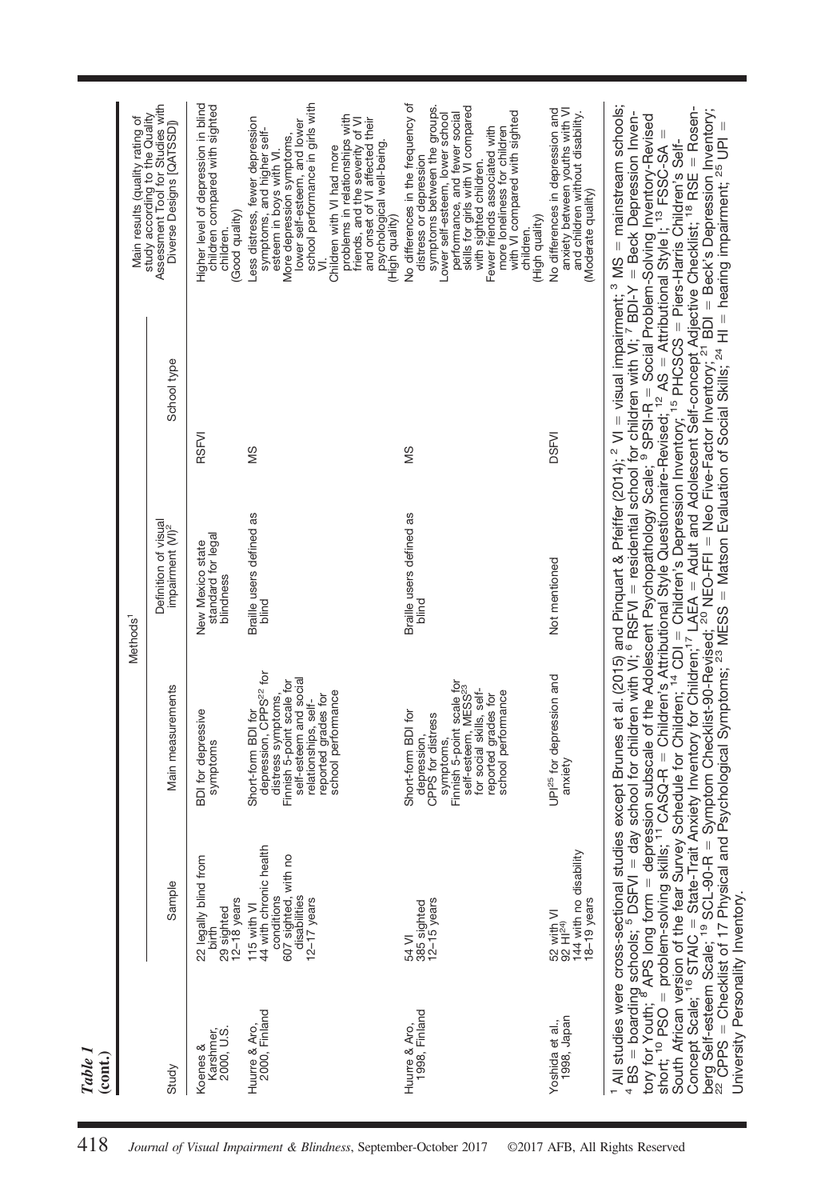*Table 1*
**(cont.)**

| Study | Methods[1] | | | | Main results (quality rating of study according to the Quality Assessment Tool for Studies with Diverse Designs [QATSDD]) |
|---|---|---|---|---|---|
| | Sample | Main measurements | Definition of visual impairment (VI)[2] | School type | |
| Koenes & Karshmer, 2000, U.S. | 22 legally blind from birth<br>29 sighted<br>12–18 years | BDI for depressive symptoms | New Mexico state standard for legal blindness | RSFVI | Higher level of depression in blind children compared with sighted children.<br>(Good quality) |
| Huurre & Aro, 2000, Finland | 115 with VI<br>44 with chronic health conditions<br>607 sighted, with no disabilities<br>12–17 years | Short-form BDI for depression, CPPS[22] for distress symptoms, Finnish 5-point scale for self-esteem and social relationships, self-reported grades for school performance | Braille users defined as blind | MS | Less distress, fewer depression symptoms, and higher self-esteem in boys with VI.<br>More depression symptoms, lower self-esteem, and lower school performance in girls with VI.<br>Children with VI had more problems in relationships with friends, and the severity of VI and onset of VI affected their psychological well-being.<br>(High quality) |
| Huurre & Aro, 1998, Finland | 54 VI<br>385 sighted<br>12–15 years | Short-form BDI for depression, CPPS for distress symptoms, Finnish 5-point scale for self-esteem, MESS[23] for social skills, self-reported grades for school performance | Braille users defined as blind | MS | No differences in the frequency of distress or depression symptoms between the groups.<br>Lower self-esteem, lower school performance, and fewer social skills for girls with VI compared with sighted children.<br>Fewer friends associated with more loneliness for children with VI compared with sighted children.<br>(High quality) |
| Yoshida et al., 1998, Japan | 52 with VI<br>92 HI[24]<br>144 with no disability<br>18–19 years | UPI[25] for depression and anxiety | Not mentioned | DSFVI | No differences in depression and anxiety between youths with VI and children without disability.<br>(Moderate quality) |

[1] All studies were cross-sectional studies except Brunes et al. (2015) and Pinquart & Pfeiffer (2014); [2] VI = visual impairment; [3] MS = mainstream schools; [4] BS = boarding schools; [5] DSFVI = day school for children with VI; [6] RSFVI = residential school for children with VI; [7] BDI-Y = Beck Depression Inventory for Youth; [8] APS long form = depression subscale of the Adolescent Psychopathology Scale; [9] SPSI-R = Social Problem-Solving Inventory-Revised short; [10] PSO = problem-solving skills; [11] CASQ-R = Children's Attributional Style Questionnaire-Revised; [12] AS = Attributional Style I; [13] FSSC-SA = South African version of the fear Survey Schedule for Children; [14] CDI = Children's Depression Inventory; [15] PHCSCS = Piers-Harris Children's Self-Concept Scale; [16] STAIC = State-Trait Anxiety Inventory for Children; [17] LAEA = Adult and Adolescent Self-concept Adjective Checklist; [18] RSE = Rosenberg Self-esteem Scale; [19] SCL-90-R = Symptom Checklist-90-Revised; [20] NEO-FFI = Neo Five-Factor Inventory; [21] BDI = Beck's Depression Inventory; [22] CPPS = Checklist of 17 Physical and Psychological Symptoms; [23] MESS = Matson Evaluation of Social Skills; [24] HI = hearing impairment; [25] UPI = University Personality Inventory.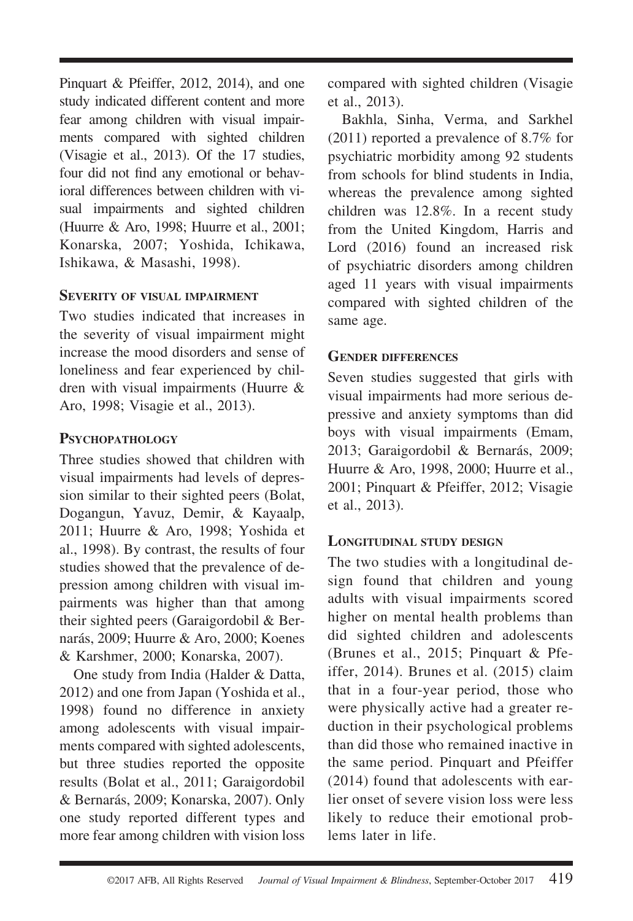Pinquart & Pfeiffer, 2012, 2014), and one study indicated different content and more fear among children with visual impairments compared with sighted children (Visagie et al., 2013). Of the 17 studies, four did not find any emotional or behavioral differences between children with visual impairments and sighted children (Huurre & Aro, 1998; Huurre et al., 2001; Konarska, 2007; Yoshida, Ichikawa, Ishikawa, & Masashi, 1998).

### Severity of visual impairment

Two studies indicated that increases in the severity of visual impairment might increase the mood disorders and sense of loneliness and fear experienced by children with visual impairments (Huurre & Aro, 1998; Visagie et al., 2013).

### Psychopathology

Three studies showed that children with visual impairments had levels of depression similar to their sighted peers (Bolat, Dogangun, Yavuz, Demir, & Kayaalp, 2011; Huurre & Aro, 1998; Yoshida et al., 1998). By contrast, the results of four studies showed that the prevalence of depression among children with visual impairments was higher than that among their sighted peers (Garaigordobil & Bernarás, 2009; Huurre & Aro, 2000; Koenes & Karshmer, 2000; Konarska, 2007).

One study from India (Halder & Datta, 2012) and one from Japan (Yoshida et al., 1998) found no difference in anxiety among adolescents with visual impairments compared with sighted adolescents, but three studies reported the opposite results (Bolat et al., 2011; Garaigordobil & Bernarás, 2009; Konarska, 2007). Only one study reported different types and more fear among children with vision loss compared with sighted children (Visagie et al., 2013).

Bakhla, Sinha, Verma, and Sarkhel (2011) reported a prevalence of 8.7% for psychiatric morbidity among 92 students from schools for blind students in India, whereas the prevalence among sighted children was 12.8%. In a recent study from the United Kingdom, Harris and Lord (2016) found an increased risk of psychiatric disorders among children aged 11 years with visual impairments compared with sighted children of the same age.

### Gender differences

Seven studies suggested that girls with visual impairments had more serious depressive and anxiety symptoms than did boys with visual impairments (Emam, 2013; Garaigordobil & Bernarás, 2009; Huurre & Aro, 1998, 2000; Huurre et al., 2001; Pinquart & Pfeiffer, 2012; Visagie et al., 2013).

### Longitudinal study design

The two studies with a longitudinal design found that children and young adults with visual impairments scored higher on mental health problems than did sighted children and adolescents (Brunes et al., 2015; Pinquart & Pfeiffer, 2014). Brunes et al. (2015) claim that in a four-year period, those who were physically active had a greater reduction in their psychological problems than did those who remained inactive in the same period. Pinquart and Pfeiffer (2014) found that adolescents with earlier onset of severe vision loss were less likely to reduce their emotional problems later in life.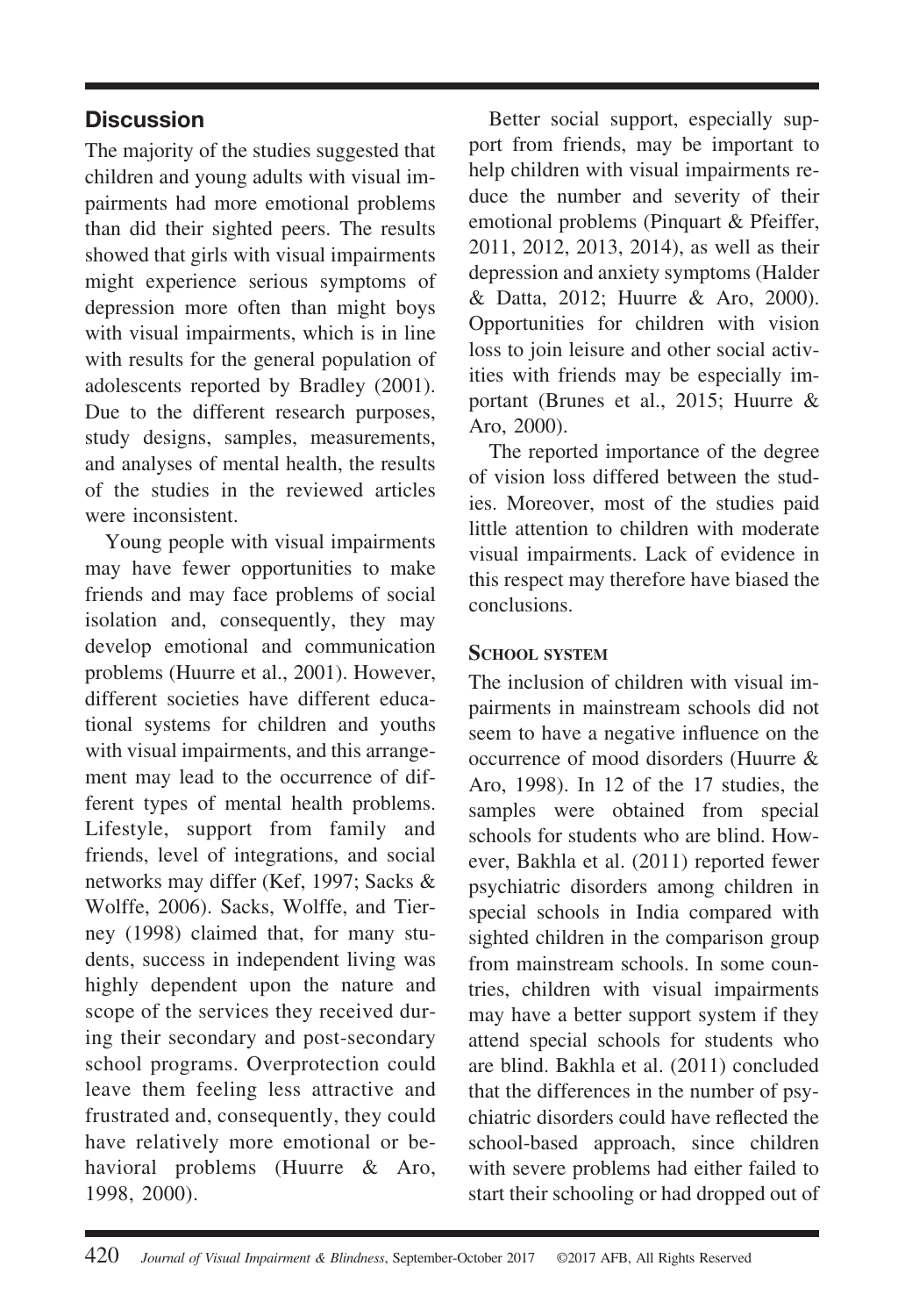## Discussion

The majority of the studies suggested that children and young adults with visual impairments had more emotional problems than did their sighted peers. The results showed that girls with visual impairments might experience serious symptoms of depression more often than might boys with visual impairments, which is in line with results for the general population of adolescents reported by Bradley (2001). Due to the different research purposes, study designs, samples, measurements, and analyses of mental health, the results of the studies in the reviewed articles were inconsistent.

Young people with visual impairments may have fewer opportunities to make friends and may face problems of social isolation and, consequently, they may develop emotional and communication problems (Huurre et al., 2001). However, different societies have different educational systems for children and youths with visual impairments, and this arrangement may lead to the occurrence of different types of mental health problems. Lifestyle, support from family and friends, level of integrations, and social networks may differ (Kef, 1997; Sacks & Wolffe, 2006). Sacks, Wolffe, and Tierney (1998) claimed that, for many students, success in independent living was highly dependent upon the nature and scope of the services they received during their secondary and post-secondary school programs. Overprotection could leave them feeling less attractive and frustrated and, consequently, they could have relatively more emotional or behavioral problems (Huurre & Aro, 1998, 2000).

Better social support, especially support from friends, may be important to help children with visual impairments reduce the number and severity of their emotional problems (Pinquart & Pfeiffer, 2011, 2012, 2013, 2014), as well as their depression and anxiety symptoms (Halder & Datta, 2012; Huurre & Aro, 2000). Opportunities for children with vision loss to join leisure and other social activities with friends may be especially important (Brunes et al., 2015; Huurre & Aro, 2000).

The reported importance of the degree of vision loss differed between the studies. Moreover, most of the studies paid little attention to children with moderate visual impairments. Lack of evidence in this respect may therefore have biased the conclusions.

### School system

The inclusion of children with visual impairments in mainstream schools did not seem to have a negative influence on the occurrence of mood disorders (Huurre & Aro, 1998). In 12 of the 17 studies, the samples were obtained from special schools for students who are blind. However, Bakhla et al. (2011) reported fewer psychiatric disorders among children in special schools in India compared with sighted children in the comparison group from mainstream schools. In some countries, children with visual impairments may have a better support system if they attend special schools for students who are blind. Bakhla et al. (2011) concluded that the differences in the number of psychiatric disorders could have reflected the school-based approach, since children with severe problems had either failed to start their schooling or had dropped out of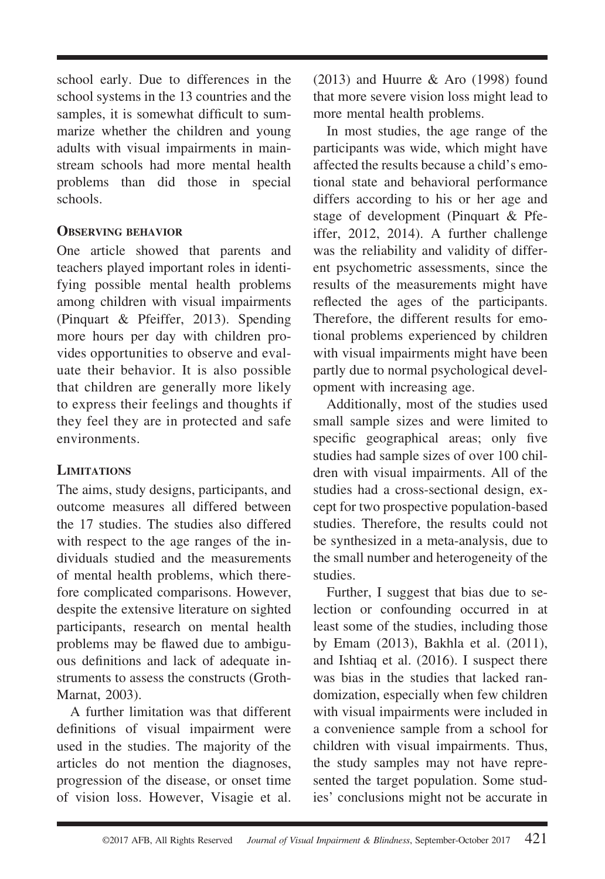school early. Due to differences in the school systems in the 13 countries and the samples, it is somewhat difficult to summarize whether the children and young adults with visual impairments in mainstream schools had more mental health problems than did those in special schools.

### Observing behavior

One article showed that parents and teachers played important roles in identifying possible mental health problems among children with visual impairments (Pinquart & Pfeiffer, 2013). Spending more hours per day with children provides opportunities to observe and evaluate their behavior. It is also possible that children are generally more likely to express their feelings and thoughts if they feel they are in protected and safe environments.

### Limitations

The aims, study designs, participants, and outcome measures all differed between the 17 studies. The studies also differed with respect to the age ranges of the individuals studied and the measurements of mental health problems, which therefore complicated comparisons. However, despite the extensive literature on sighted participants, research on mental health problems may be flawed due to ambiguous definitions and lack of adequate instruments to assess the constructs (Groth-Marnat, 2003).

A further limitation was that different definitions of visual impairment were used in the studies. The majority of the articles do not mention the diagnoses, progression of the disease, or onset time of vision loss. However, Visagie et al. (2013) and Huurre & Aro (1998) found that more severe vision loss might lead to more mental health problems.

In most studies, the age range of the participants was wide, which might have affected the results because a child's emotional state and behavioral performance differs according to his or her age and stage of development (Pinquart & Pfeiffer, 2012, 2014). A further challenge was the reliability and validity of different psychometric assessments, since the results of the measurements might have reflected the ages of the participants. Therefore, the different results for emotional problems experienced by children with visual impairments might have been partly due to normal psychological development with increasing age.

Additionally, most of the studies used small sample sizes and were limited to specific geographical areas; only five studies had sample sizes of over 100 children with visual impairments. All of the studies had a cross-sectional design, except for two prospective population-based studies. Therefore, the results could not be synthesized in a meta-analysis, due to the small number and heterogeneity of the studies.

Further, I suggest that bias due to selection or confounding occurred in at least some of the studies, including those by Emam (2013), Bakhla et al. (2011), and Ishtiaq et al. (2016). I suspect there was bias in the studies that lacked randomization, especially when few children with visual impairments were included in a convenience sample from a school for children with visual impairments. Thus, the study samples may not have represented the target population. Some studies' conclusions might not be accurate in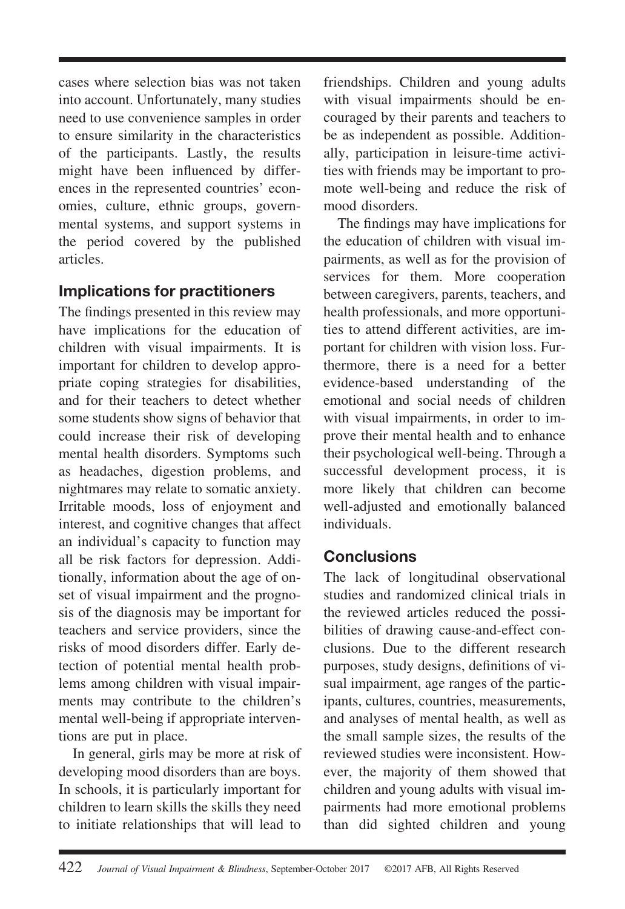cases where selection bias was not taken into account. Unfortunately, many studies need to use convenience samples in order to ensure similarity in the characteristics of the participants. Lastly, the results might have been influenced by differences in the represented countries' economies, culture, ethnic groups, governmental systems, and support systems in the period covered by the published articles.

## Implications for practitioners

The findings presented in this review may have implications for the education of children with visual impairments. It is important for children to develop appropriate coping strategies for disabilities, and for their teachers to detect whether some students show signs of behavior that could increase their risk of developing mental health disorders. Symptoms such as headaches, digestion problems, and nightmares may relate to somatic anxiety. Irritable moods, loss of enjoyment and interest, and cognitive changes that affect an individual's capacity to function may all be risk factors for depression. Additionally, information about the age of onset of visual impairment and the prognosis of the diagnosis may be important for teachers and service providers, since the risks of mood disorders differ. Early detection of potential mental health problems among children with visual impairments may contribute to the children's mental well-being if appropriate interventions are put in place.

In general, girls may be more at risk of developing mood disorders than are boys. In schools, it is particularly important for children to learn skills the skills they need to initiate relationships that will lead to friendships. Children and young adults with visual impairments should be encouraged by their parents and teachers to be as independent as possible. Additionally, participation in leisure-time activities with friends may be important to promote well-being and reduce the risk of mood disorders.

The findings may have implications for the education of children with visual impairments, as well as for the provision of services for them. More cooperation between caregivers, parents, teachers, and health professionals, and more opportunities to attend different activities, are important for children with vision loss. Furthermore, there is a need for a better evidence-based understanding of the emotional and social needs of children with visual impairments, in order to improve their mental health and to enhance their psychological well-being. Through a successful development process, it is more likely that children can become well-adjusted and emotionally balanced individuals.

## Conclusions

The lack of longitudinal observational studies and randomized clinical trials in the reviewed articles reduced the possibilities of drawing cause-and-effect conclusions. Due to the different research purposes, study designs, definitions of visual impairment, age ranges of the participants, cultures, countries, measurements, and analyses of mental health, as well as the small sample sizes, the results of the reviewed studies were inconsistent. However, the majority of them showed that children and young adults with visual impairments had more emotional problems than did sighted children and young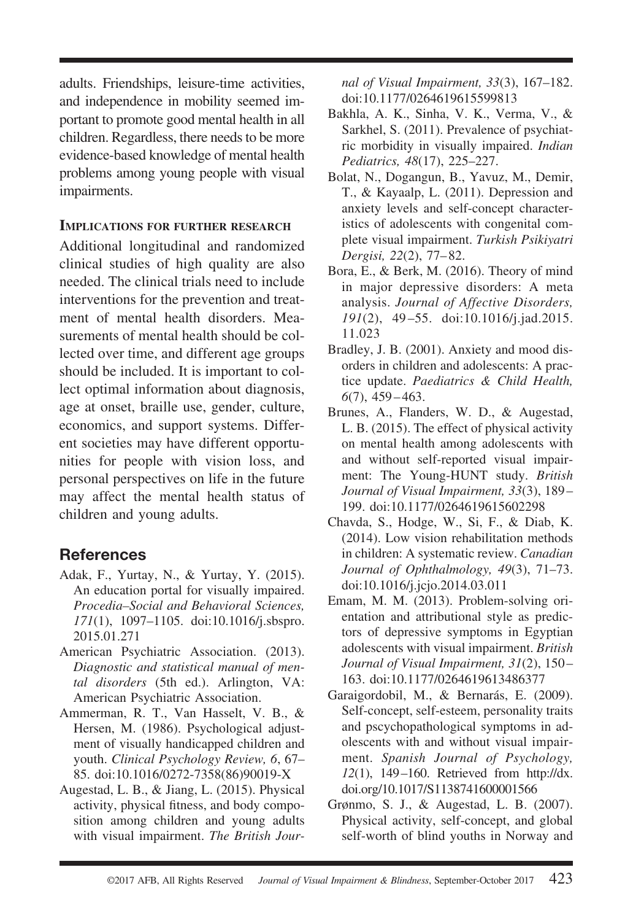adults. Friendships, leisure-time activities, and independence in mobility seemed important to promote good mental health in all children. Regardless, there needs to be more evidence-based knowledge of mental health problems among young people with visual impairments.

### Implications for further research

Additional longitudinal and randomized clinical studies of high quality are also needed. The clinical trials need to include interventions for the prevention and treatment of mental health disorders. Measurements of mental health should be collected over time, and different age groups should be included. It is important to collect optimal information about diagnosis, age at onset, braille use, gender, culture, economics, and support systems. Different societies may have different opportunities for people with vision loss, and personal perspectives on life in the future may affect the mental health status of children and young adults.

## References

- Adak, F., Yurtay, N., & Yurtay, Y. (2015). An education portal for visually impaired. *Procedia–Social and Behavioral Sciences, 171*(1), 1097–1105. doi:10.1016/j.sbspro.2015.01.271
- American Psychiatric Association. (2013). *Diagnostic and statistical manual of mental disorders* (5th ed.). Arlington, VA: American Psychiatric Association.
- Ammerman, R. T., Van Hasselt, V. B., & Hersen, M. (1986). Psychological adjustment of visually handicapped children and youth. *Clinical Psychology Review, 6*, 67–85. doi:10.1016/0272-7358(86)90019-X
- Augestad, L. B., & Jiang, L. (2015). Physical activity, physical fitness, and body composition among children and young adults with visual impairment. *The British Journal of Visual Impairment, 33*(3), 167–182. doi:10.1177/0264619615599813
- Bakhla, A. K., Sinha, V. K., Verma, V., & Sarkhel, S. (2011). Prevalence of psychiatric morbidity in visually impaired. *Indian Pediatrics, 48*(17), 225–227.
- Bolat, N., Dogangun, B., Yavuz, M., Demir, T., & Kayaalp, L. (2011). Depression and anxiety levels and self-concept characteristics of adolescents with congenital complete visual impairment. *Turkish Psikiyatri Dergisi, 22*(2), 77–82.
- Bora, E., & Berk, M. (2016). Theory of mind in major depressive disorders: A meta analysis. *Journal of Affective Disorders, 191*(2), 49–55. doi:10.1016/j.jad.2015.11.023
- Bradley, J. B. (2001). Anxiety and mood disorders in children and adolescents: A practice update. *Paediatrics & Child Health, 6*(7), 459–463.
- Brunes, A., Flanders, W. D., & Augestad, L. B. (2015). The effect of physical activity on mental health among adolescents with and without self-reported visual impairment: The Young-HUNT study. *British Journal of Visual Impairment, 33*(3), 189–199. doi:10.1177/0264619615602298
- Chavda, S., Hodge, W., Si, F., & Diab, K. (2014). Low vision rehabilitation methods in children: A systematic review. *Canadian Journal of Ophthalmology, 49*(3), 71–73. doi:10.1016/j.jcjo.2014.03.011
- Emam, M. M. (2013). Problem-solving orientation and attributional style as predictors of depressive symptoms in Egyptian adolescents with visual impairment. *British Journal of Visual Impairment, 31*(2), 150–163. doi:10.1177/0264619613486377
- Garaigordobil, M., & Bernarás, E. (2009). Self-concept, self-esteem, personality traits and pscyhopathological symptoms in adolescents with and without visual impairment. *Spanish Journal of Psychology, 12*(1), 149–160. Retrieved from http://dx.doi.org/10.1017/S1138741600001566
- Grønmo, S. J., & Augestad, L. B. (2007). Physical activity, self-concept, and global self-worth of blind youths in Norway and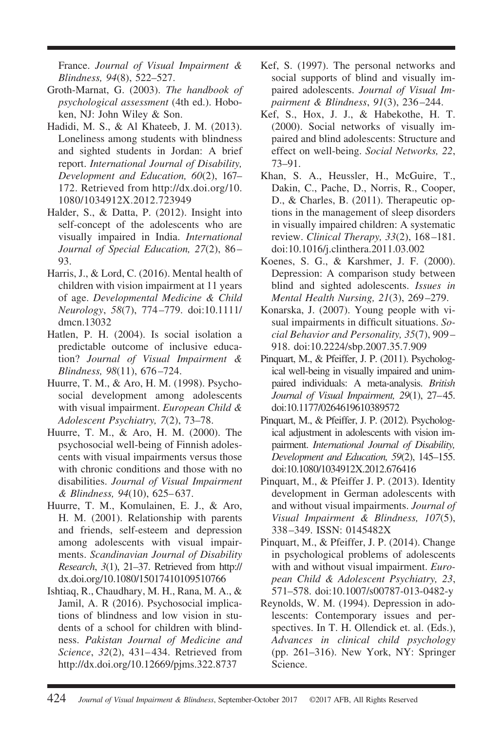France. *Journal of Visual Impairment & Blindness, 94*(8), 522–527.

Groth-Marnat, G. (2003). *The handbook of psychological assessment* (4th ed.). Hoboken, NJ: John Wiley & Son.

Hadidi, M. S., & Al Khateeb, J. M. (2013). Loneliness among students with blindness and sighted students in Jordan: A brief report. *International Journal of Disability, Development and Education, 60*(2), 167–172. Retrieved from http://dx.doi.org/10.1080/1034912X.2012.723949

Halder, S., & Datta, P. (2012). Insight into self-concept of the adolescents who are visually impaired in India. *International Journal of Special Education, 27*(2), 86–93.

Harris, J., & Lord, C. (2016). Mental health of children with vision impairment at 11 years of age. *Developmental Medicine & Child Neurology*, *58*(7), 774–779. doi:10.1111/dmcn.13032

Hatlen, P. H. (2004). Is social isolation a predictable outcome of inclusive education? *Journal of Visual Impairment & Blindness, 98*(11), 676–724.

Huurre, T. M., & Aro, H. M. (1998). Psychosocial development among adolescents with visual impairment. *European Child & Adolescent Psychiatry, 7*(2), 73–78.

Huurre, T. M., & Aro, H. M. (2000). The psychosocial well-being of Finnish adolescents with visual impairments versus those with chronic conditions and those with no disabilities. *Journal of Visual Impairment & Blindness, 94*(10), 625–637.

Huurre, T. M., Komulainen, E. J., & Aro, H. M. (2001). Relationship with parents and friends, self-esteem and depression among adolescents with visual impairments. *Scandinavian Journal of Disability Research*, *3*(1), 21–37. Retrieved from http://dx.doi.org/10.1080/15017410109510766

Ishtiaq, R., Chaudhary, M. H., Rana, M. A., & Jamil, A. R (2016). Psychosocial implications of blindness and low vision in students of a school for children with blindness. *Pakistan Journal of Medicine and Science*, *32*(2), 431–434. Retrieved from http://dx.doi.org/10.12669/pjms.322.8737

Kef, S. (1997). The personal networks and social supports of blind and visually impaired adolescents. *Journal of Visual Impairment & Blindness*, *91*(3), 236–244.

Kef, S., Hox, J. J., & Habekothe, H. T. (2000). Social networks of visually impaired and blind adolescents: Structure and effect on well-being. *Social Networks, 22*, 73–91.

Khan, S. A., Heussler, H., McGuire, T., Dakin, C., Pache, D., Norris, R., Cooper, D., & Charles, B. (2011). Therapeutic options in the management of sleep disorders in visually impaired children: A systematic review. *Clinical Therapy, 33*(2), 168–181. doi:10.1016/j.clinthera.2011.03.002

Koenes, S. G., & Karshmer, J. F. (2000). Depression: A comparison study between blind and sighted adolescents. *Issues in Mental Health Nursing, 21*(3), 269–279.

Konarska, J. (2007). Young people with visual impairments in difficult situations. *Social Behavior and Personality, 35*(7), 909–918. doi:10.2224/sbp.2007.35.7.909

Pinquart, M., & Pfeiffer, J. P. (2011). Psychological well-being in visually impaired and unimpaired individuals: A meta-analysis. *British Journal of Visual Impairment, 29*(1), 27–45. doi:10.1177/0264619610389572

Pinquart, M., & Pfeiffer, J. P. (2012). Psychological adjustment in adolescents with vision impairment. *International Journal of Disability, Development and Education, 59*(2), 145–155. doi:10.1080/1034912X.2012.676416

Pinquart, M., & Pfeiffer J. P. (2013). Identity development in German adolescents with and without visual impairments. *Journal of Visual Impairment & Blindness, 107*(5), 338–349. ISSN: 0145482X

Pinquart, M., & Pfeiffer, J. P. (2014). Change in psychological problems of adolescents with and without visual impairment. *European Child & Adolescent Psychiatry, 23*, 571–578. doi:10.1007/s00787-013-0482-y

Reynolds, W. M. (1994). Depression in adolescents: Contemporary issues and perspectives. In T. H. Ollendick et. al. (Eds.), *Advances in clinical child psychology* (pp. 261–316). New York, NY: Springer Science.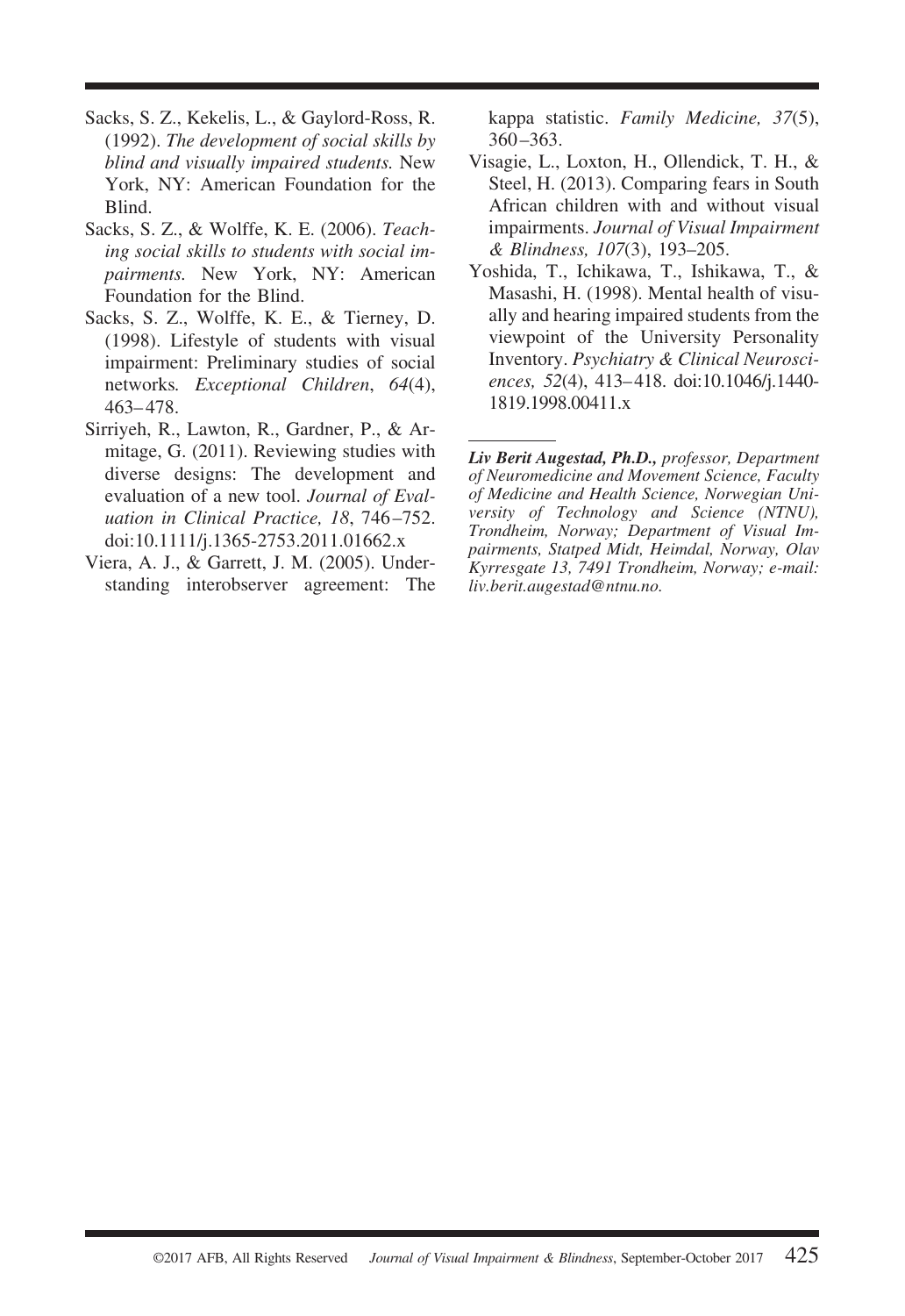Sacks, S. Z., Kekelis, L., & Gaylord-Ross, R. (1992). *The development of social skills by blind and visually impaired students.* New York, NY: American Foundation for the Blind.

Sacks, S. Z., & Wolffe, K. E. (2006). *Teaching social skills to students with social impairments.* New York, NY: American Foundation for the Blind.

Sacks, S. Z., Wolffe, K. E., & Tierney, D. (1998). Lifestyle of students with visual impairment: Preliminary studies of social networks*. Exceptional Children*, *64*(4), 463–478.

Sirriyeh, R., Lawton, R., Gardner, P., & Armitage, G. (2011). Reviewing studies with diverse designs: The development and evaluation of a new tool. *Journal of Evaluation in Clinical Practice, 18*, 746–752. doi:10.1111/j.1365-2753.2011.01662.x

Viera, A. J., & Garrett, J. M. (2005). Understanding interobserver agreement: The kappa statistic. *Family Medicine, 37*(5), 360–363.

Visagie, L., Loxton, H., Ollendick, T. H., & Steel, H. (2013). Comparing fears in South African children with and without visual impairments. *Journal of Visual Impairment & Blindness, 107*(3), 193–205.

Yoshida, T., Ichikawa, T., Ishikawa, T., & Masashi, H. (1998). Mental health of visually and hearing impaired students from the viewpoint of the University Personality Inventory. *Psychiatry & Clinical Neurosciences, 52*(4), 413–418. doi:10.1046/j.1440-1819.1998.00411.x

---

***Liv Berit Augestad, Ph.D.,*** *professor, Department of Neuromedicine and Movement Science, Faculty of Medicine and Health Science, Norwegian University of Technology and Science (NTNU), Trondheim, Norway; Department of Visual Impairments, Statped Midt, Heimdal, Norway, Olav Kyrresgate 13, 7491 Trondheim, Norway; e-mail: liv.berit.augestad@ntnu.no.*